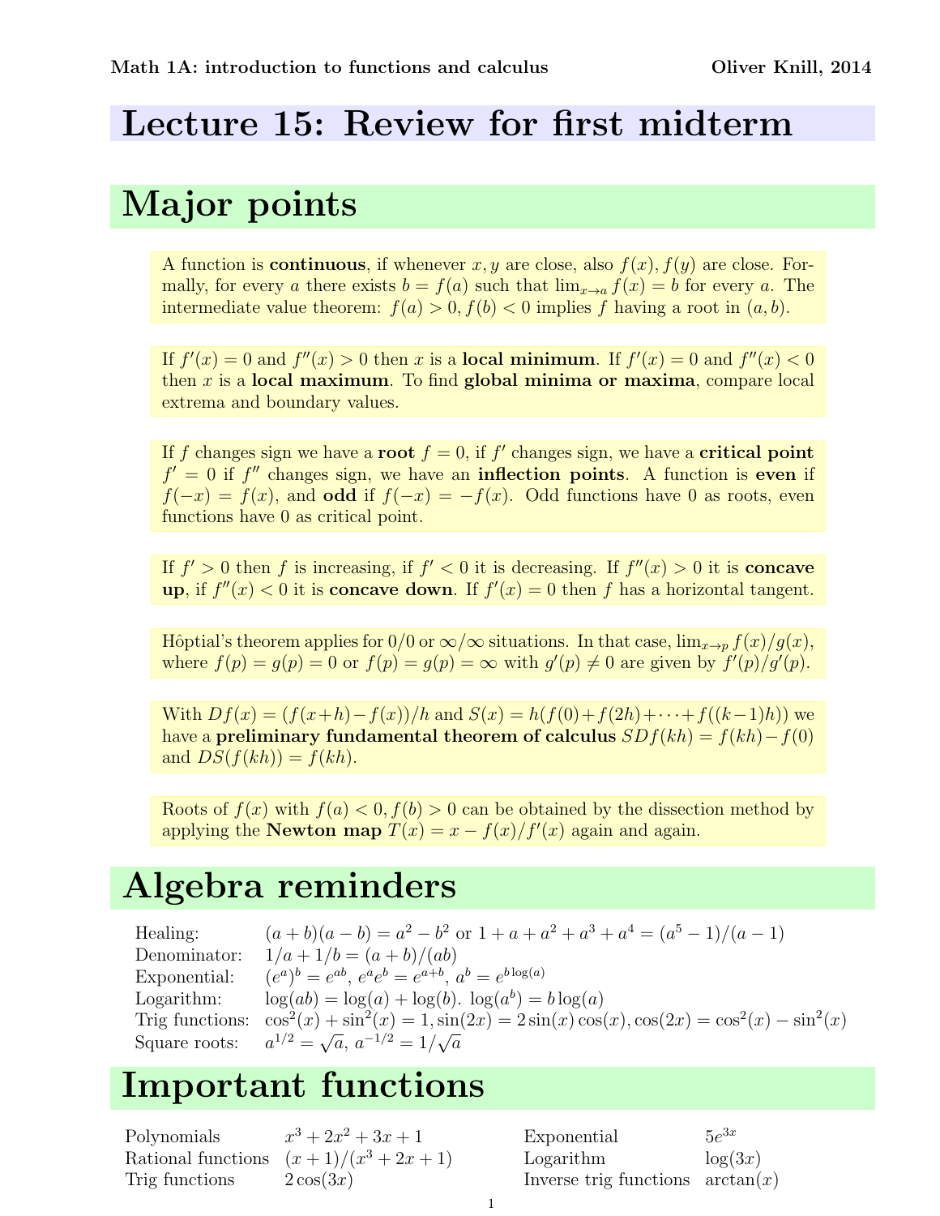Math 1A: introduction to functions and calculus — Oliver Knill, 2014

# Lecture 15: Review for first midterm

## Major points

A function is **continuous**, if whenever $x, y$ are close, also $f(x), f(y)$ are close. Formally, for every $a$ there exists $b = f(a)$ such that $\lim_{x \to a} f(x) = b$ for every $a$. The intermediate value theorem: $f(a) > 0, f(b) < 0$ implies $f$ having a root in $(a, b)$.

If $f'(x) = 0$ and $f''(x) > 0$ then $x$ is a **local minimum**. If $f'(x) = 0$ and $f''(x) < 0$ then $x$ is a **local maximum**. To find **global minima or maxima**, compare local extrema and boundary values.

If $f$ changes sign we have a **root** $f = 0$, if $f'$ changes sign, we have a **critical point** $f' = 0$ if $f''$ changes sign, we have an **inflection points**. A function is **even** if $f(-x) = f(x)$, and **odd** if $f(-x) = -f(x)$. Odd functions have 0 as roots, even functions have 0 as critical point.

If $f' > 0$ then $f$ is increasing, if $f' < 0$ it is decreasing. If $f''(x) > 0$ it is **concave up**, if $f''(x) < 0$ it is **concave down**. If $f'(x) = 0$ then $f$ has a horizontal tangent.

Hôptial's theorem applies for $0/0$ or $\infty/\infty$ situations. In that case, $\lim_{x \to p} f(x)/g(x)$, where $f(p) = g(p) = 0$ or $f(p) = g(p) = \infty$ with $g'(p) \neq 0$ are given by $f'(p)/g'(p)$.

With $Df(x) = (f(x+h) - f(x))/h$ and $S(x) = h(f(0) + f(2h) + \cdots + f((k-1)h))$ we have a **preliminary fundamental theorem of calculus** $SDf(kh) = f(kh) - f(0)$ and $DS(f(kh)) = f(kh)$.

Roots of $f(x)$ with $f(a) < 0, f(b) > 0$ can be obtained by the dissection method by applying the **Newton map** $T(x) = x - f(x)/f'(x)$ again and again.

## Algebra reminders

| | |
|---|---|
| Healing: | $(a+b)(a-b) = a^2 - b^2$ or $1 + a + a^2 + a^3 + a^4 = (a^5 - 1)/(a - 1)$ |
| Denominator: | $1/a + 1/b = (a+b)/(ab)$ |
| Exponential: | $(e^a)^b = e^{ab}$, $e^a e^b = e^{a+b}$, $a^b = e^{b \log(a)}$ |
| Logarithm: | $\log(ab) = \log(a) + \log(b)$. $\log(a^b) = b \log(a)$ |
| Trig functions: | $\cos^2(x) + \sin^2(x) = 1, \sin(2x) = 2\sin(x)\cos(x), \cos(2x) = \cos^2(x) - \sin^2(x)$ |
| Square roots: | $a^{1/2} = \sqrt{a}$, $a^{-1/2} = 1/\sqrt{a}$ |

## Important functions

| | | | |
|---|---|---|---|
| Polynomials | $x^3 + 2x^2 + 3x + 1$ | Exponential | $5e^{3x}$ |
| Rational functions | $(x+1)/(x^3 + 2x + 1)$ | Logarithm | $\log(3x)$ |
| Trig functions | $2\cos(3x)$ | Inverse trig functions | $\arctan(x)$ |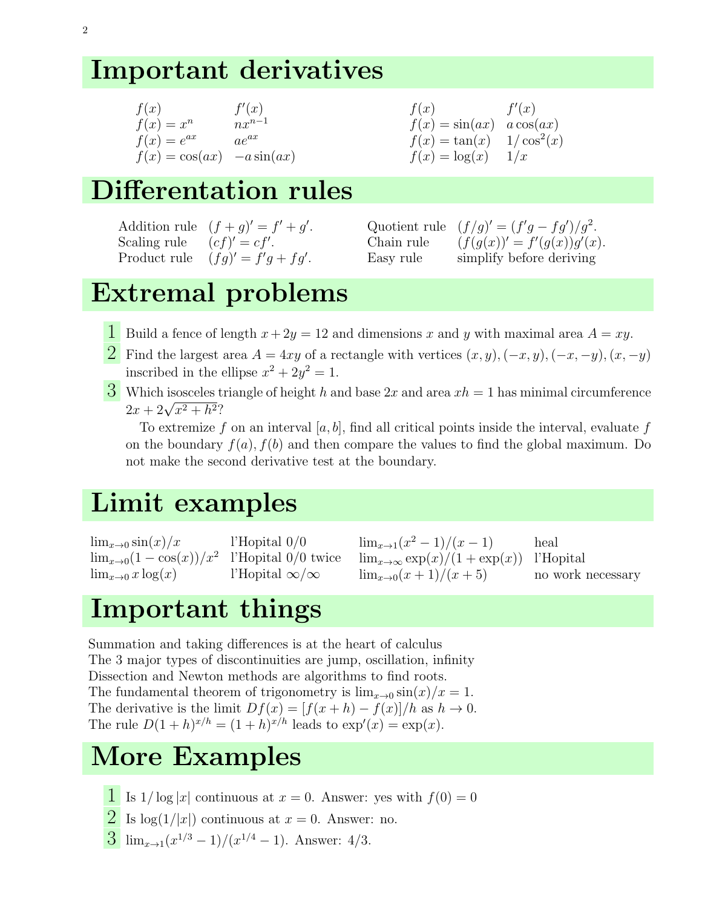# Important derivatives

| $f(x)$ | $f'(x)$ | $f(x)$ | $f'(x)$ |
|---|---|---|---|
| $f(x) = x^n$ | $nx^{n-1}$ | $f(x) = \sin(ax)$ | $a\cos(ax)$ |
| $f(x) = e^{ax}$ | $ae^{ax}$ | $f(x) = \tan(x)$ | $1/\cos^2(x)$ |
| $f(x) = \cos(ax)$ | $-a\sin(ax)$ | $f(x) = \log(x)$ | $1/x$ |

# Differentation rules

| | | | |
|---|---|---|---|
| Addition rule | $(f+g)' = f' + g'$. | Quotient rule | $(f/g)' = (f'g - fg')/g^2$. |
| Scaling rule | $(cf)' = cf'$. | Chain rule | $(f(g(x))' = f'(g(x))g'(x)$. |
| Product rule | $(fg)' = f'g + fg'$. | Easy rule | simplify before deriving |

# Extremal problems

1. Build a fence of length $x + 2y = 12$ and dimensions $x$ and $y$ with maximal area $A = xy$.
2. Find the largest area $A = 4xy$ of a rectangle with vertices $(x, y), (-x, y), (-x, -y), (x, -y)$ inscribed in the ellipse $x^2 + 2y^2 = 1$.
3. Which isosceles triangle of height $h$ and base $2x$ and area $xh = 1$ has minimal circumference $2x + 2\sqrt{x^2 + h^2}$?

   To extremize $f$ on an interval $[a, b]$, find all critical points inside the interval, evaluate $f$ on the boundary $f(a), f(b)$ and then compare the values to find the global maximum. Do not make the second derivative test at the boundary.

# Limit examples

| | | | |
|---|---|---|---|
| $\lim_{x\to 0} \sin(x)/x$ | l'Hopital 0/0 | $\lim_{x\to 1}(x^2 - 1)/(x - 1)$ | heal |
| $\lim_{x\to 0}(1 - \cos(x))/x^2$ | l'Hopital 0/0 twice | $\lim_{x\to\infty} \exp(x)/(1 + \exp(x))$ | l'Hopital |
| $\lim_{x\to 0} x\log(x)$ | l'Hopital $\infty/\infty$ | $\lim_{x\to 0}(x + 1)/(x + 5)$ | no work necessary |

# Important things

Summation and taking differences is at the heart of calculus
The 3 major types of discontinuities are jump, oscillation, infinity
Dissection and Newton methods are algorithms to find roots.
The fundamental theorem of trigonometry is $\lim_{x\to 0} \sin(x)/x = 1$.
The derivative is the limit $Df(x) = [f(x + h) - f(x)]/h$ as $h \to 0$.
The rule $D(1 + h)^{x/h} = (1 + h)^{x/h}$ leads to $\exp'(x) = \exp(x)$.

# More Examples

1. Is $1/\log|x|$ continuous at $x = 0$. Answer: yes with $f(0) = 0$
2. Is $\log(1/|x|)$ continuous at $x = 0$. Answer: no.
3. $\lim_{x\to 1}(x^{1/3} - 1)/(x^{1/4} - 1)$. Answer: 4/3.